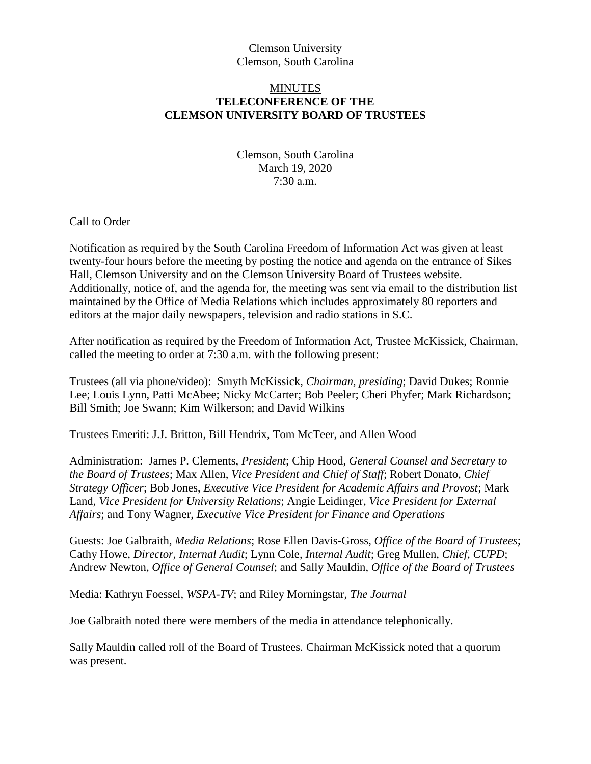Clemson University
Clemson, South Carolina

<u>MINUTES</u>

**TELECONFERENCE OF THE CLEMSON UNIVERSITY BOARD OF TRUSTEES**

Clemson, South Carolina
March 19, 2020
7:30 a.m.

<u>Call to Order</u>

Notification as required by the South Carolina Freedom of Information Act was given at least twenty-four hours before the meeting by posting the notice and agenda on the entrance of Sikes Hall, Clemson University and on the Clemson University Board of Trustees website. Additionally, notice of, and the agenda for, the meeting was sent via email to the distribution list maintained by the Office of Media Relations which includes approximately 80 reporters and editors at the major daily newspapers, television and radio stations in S.C.

After notification as required by the Freedom of Information Act, Trustee McKissick, Chairman, called the meeting to order at 7:30 a.m. with the following present:

Trustees (all via phone/video): Smyth McKissick, *Chairman, presiding*; David Dukes; Ronnie Lee; Louis Lynn, Patti McAbee; Nicky McCarter; Bob Peeler; Cheri Phyfer; Mark Richardson; Bill Smith; Joe Swann; Kim Wilkerson; and David Wilkins

Trustees Emeriti: J.J. Britton, Bill Hendrix, Tom McTeer, and Allen Wood

Administration: James P. Clements, *President*; Chip Hood, *General Counsel and Secretary to the Board of Trustees*; Max Allen, *Vice President and Chief of Staff*; Robert Donato, *Chief Strategy Officer*; Bob Jones, *Executive Vice President for Academic Affairs and Provost*; Mark Land, *Vice President for University Relations*; Angie Leidinger, *Vice President for External Affairs*; and Tony Wagner, *Executive Vice President for Finance and Operations*

Guests: Joe Galbraith, *Media Relations*; Rose Ellen Davis-Gross, *Office of the Board of Trustees*; Cathy Howe, *Director, Internal Audit*; Lynn Cole, *Internal Audit*; Greg Mullen, *Chief, CUPD*; Andrew Newton, *Office of General Counsel*; and Sally Mauldin, *Office of the Board of Trustees*

Media: Kathryn Foessel, *WSPA-TV*; and Riley Morningstar, *The Journal*

Joe Galbraith noted there were members of the media in attendance telephonically.

Sally Mauldin called roll of the Board of Trustees. Chairman McKissick noted that a quorum was present.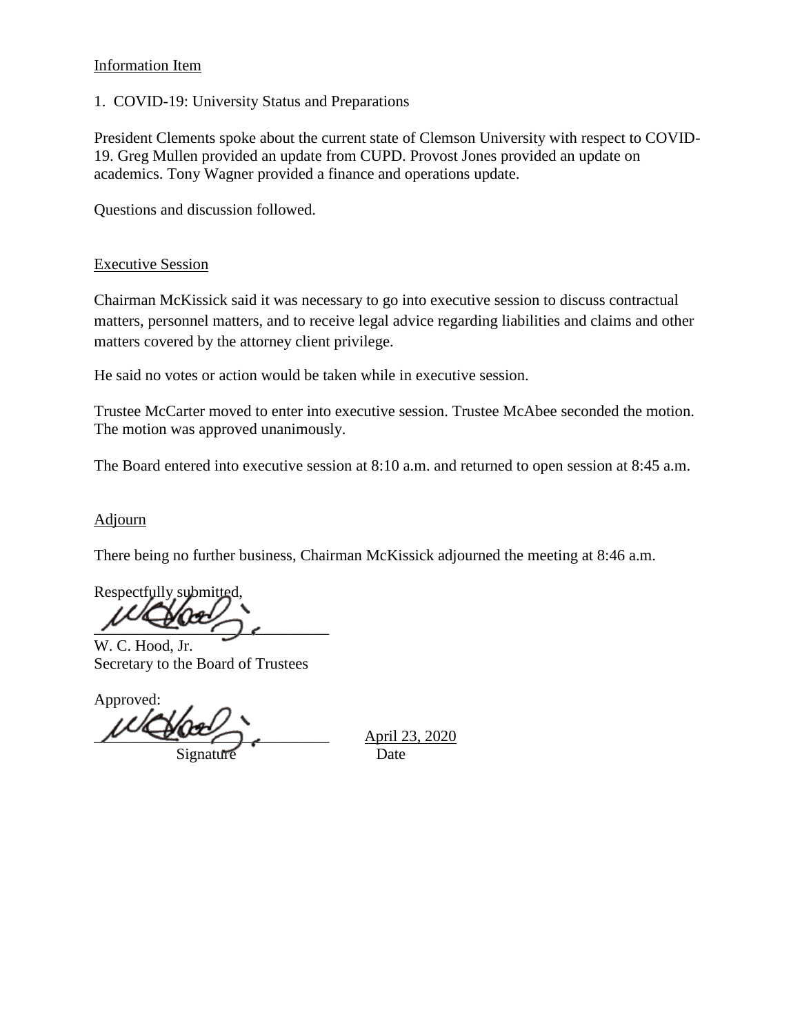Information Item

1. COVID-19: University Status and Preparations

President Clements spoke about the current state of Clemson University with respect to COVID-19. Greg Mullen provided an update from CUPD. Provost Jones provided an update on academics. Tony Wagner provided a finance and operations update.

Questions and discussion followed.

Executive Session

Chairman McKissick said it was necessary to go into executive session to discuss contractual matters, personnel matters, and to receive legal advice regarding liabilities and claims and other matters covered by the attorney client privilege.

He said no votes or action would be taken while in executive session.

Trustee McCarter moved to enter into executive session. Trustee McAbee seconded the motion. The motion was approved unanimously.

The Board entered into executive session at 8:10 a.m. and returned to open session at 8:45 a.m.

Adjourn

There being no further business, Chairman McKissick adjourned the meeting at 8:46 a.m.

Respectfully submitted,

W. C. Hood, Jr.
Secretary to the Board of Trustees

Approved:

Signature — April 23, 2020 (Date)